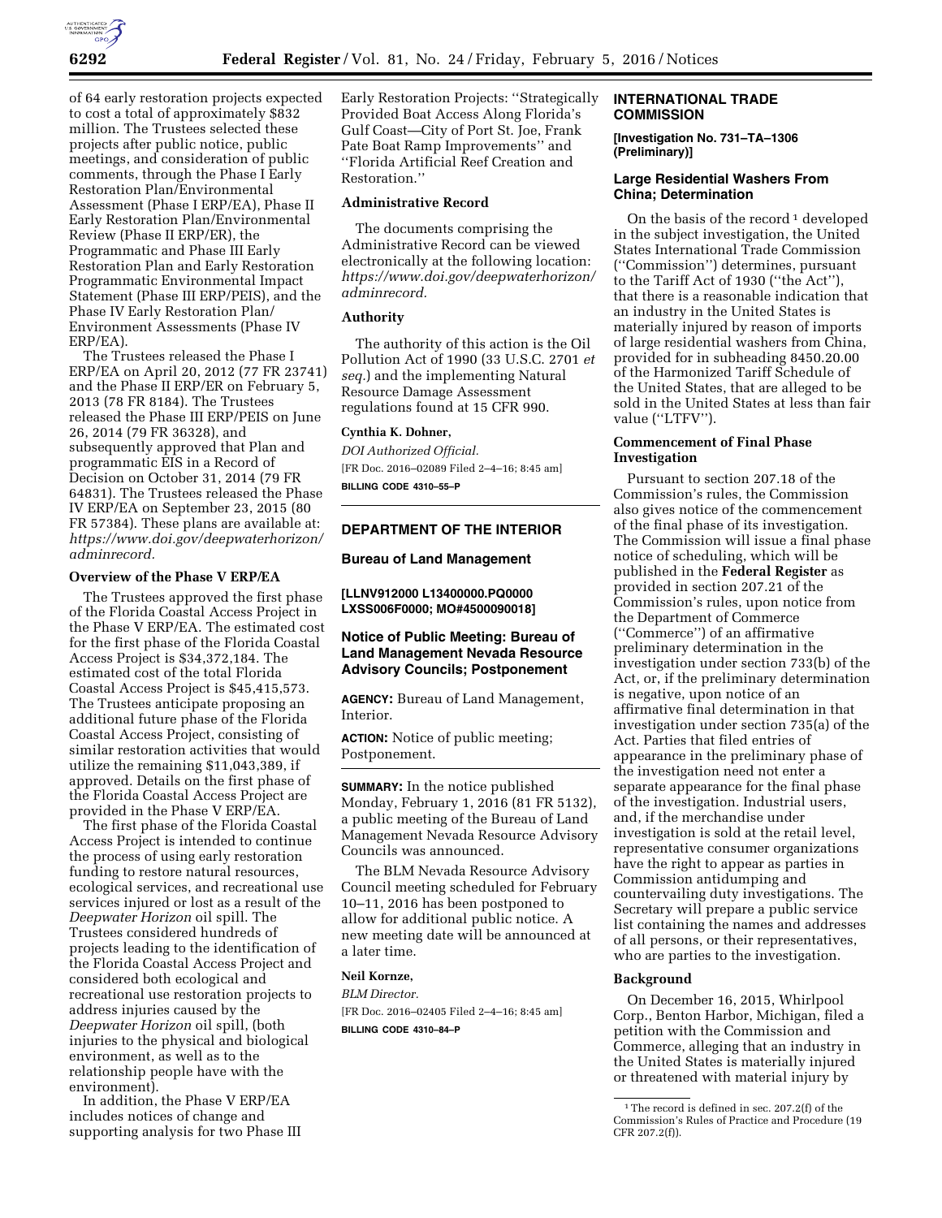of 64 early restoration projects expected to cost a total of approximately $832 million. The Trustees selected these projects after public notice, public meetings, and consideration of public comments, through the Phase I Early Restoration Plan/Environmental Assessment (Phase I ERP/EA), Phase II Early Restoration Plan/Environmental Review (Phase II ERP/ER), the Programmatic and Phase III Early Restoration Plan and Early Restoration Programmatic Environmental Impact Statement (Phase III ERP/PEIS), and the Phase IV Early Restoration Plan/Environment Assessments (Phase IV ERP/EA).

The Trustees released the Phase I ERP/EA on April 20, 2012 (77 FR 23741) and the Phase II ERP/ER on February 5, 2013 (78 FR 8184). The Trustees released the Phase III ERP/PEIS on June 26, 2014 (79 FR 36328), and subsequently approved that Plan and programmatic EIS in a Record of Decision on October 31, 2014 (79 FR 64831). The Trustees released the Phase IV ERP/EA on September 23, 2015 (80 FR 57384). These plans are available at: *https://www.doi.gov/deepwaterhorizon/adminrecord.*

**Overview of the Phase V ERP/EA**

The Trustees approved the first phase of the Florida Coastal Access Project in the Phase V ERP/EA. The estimated cost for the first phase of the Florida Coastal Access Project is $34,372,184. The estimated cost of the total Florida Coastal Access Project is $45,415,573. The Trustees anticipate proposing an additional future phase of the Florida Coastal Access Project, consisting of similar restoration activities that would utilize the remaining $11,043,389, if approved. Details on the first phase of the Florida Coastal Access Project are provided in the Phase V ERP/EA.

The first phase of the Florida Coastal Access Project is intended to continue the process of using early restoration funding to restore natural resources, ecological services, and recreational use services injured or lost as a result of the *Deepwater Horizon* oil spill. The Trustees considered hundreds of projects leading to the identification of the Florida Coastal Access Project and considered both ecological and recreational use restoration projects to address injuries caused by the *Deepwater Horizon* oil spill, (both injuries to the physical and biological environment, as well as to the relationship people have with the environment).

In addition, the Phase V ERP/EA includes notices of change and supporting analysis for two Phase III Early Restoration Projects: ''Strategically Provided Boat Access Along Florida's Gulf Coast—City of Port St. Joe, Frank Pate Boat Ramp Improvements'' and ''Florida Artificial Reef Creation and Restoration.''

**Administrative Record**

The documents comprising the Administrative Record can be viewed electronically at the following location: *https://www.doi.gov/deepwaterhorizon/adminrecord.*

**Authority**

The authority of this action is the Oil Pollution Act of 1990 (33 U.S.C. 2701 *et seq.*) and the implementing Natural Resource Damage Assessment regulations found at 15 CFR 990.

**Cynthia K. Dohner,**

*DOI Authorized Official.*

[FR Doc. 2016–02089 Filed 2–4–16; 8:45 am]

**BILLING CODE 4310–55–P**

---

## DEPARTMENT OF THE INTERIOR

### Bureau of Land Management

**[LLNV912000 L13400000.PQ0000 LXSS006F0000; MO#4500090018]**

### Notice of Public Meeting: Bureau of Land Management Nevada Resource Advisory Councils; Postponement

**AGENCY:** Bureau of Land Management, Interior.

**ACTION:** Notice of public meeting; Postponement.

**SUMMARY:** In the notice published Monday, February 1, 2016 (81 FR 5132), a public meeting of the Bureau of Land Management Nevada Resource Advisory Councils was announced.

The BLM Nevada Resource Advisory Council meeting scheduled for February 10–11, 2016 has been postponed to allow for additional public notice. A new meeting date will be announced at a later time.

**Neil Kornze,**

*BLM Director.*

[FR Doc. 2016–02405 Filed 2–4–16; 8:45 am]

**BILLING CODE 4310–84–P**

---

## INTERNATIONAL TRADE COMMISSION

**[Investigation No. 731–TA–1306 (Preliminary)]**

### Large Residential Washers From China; Determination

On the basis of the record[1] developed in the subject investigation, the United States International Trade Commission (''Commission'') determines, pursuant to the Tariff Act of 1930 (''the Act''), that there is a reasonable indication that an industry in the United States is materially injured by reason of imports of large residential washers from China, provided for in subheading 8450.20.00 of the Harmonized Tariff Schedule of the United States, that are alleged to be sold in the United States at less than fair value (''LTFV'').

**Commencement of Final Phase Investigation**

Pursuant to section 207.18 of the Commission's rules, the Commission also gives notice of the commencement of the final phase of its investigation. The Commission will issue a final phase notice of scheduling, which will be published in the **Federal Register** as provided in section 207.21 of the Commission's rules, upon notice from the Department of Commerce (''Commerce'') of an affirmative preliminary determination in the investigation under section 733(b) of the Act, or, if the preliminary determination is negative, upon notice of an affirmative final determination in that investigation under section 735(a) of the Act. Parties that filed entries of appearance in the preliminary phase of the investigation need not enter a separate appearance for the final phase of the investigation. Industrial users, and, if the merchandise under investigation is sold at the retail level, representative consumer organizations have the right to appear as parties in Commission antidumping and countervailing duty investigations. The Secretary will prepare a public service list containing the names and addresses of all persons, or their representatives, who are parties to the investigation.

**Background**

On December 16, 2015, Whirlpool Corp., Benton Harbor, Michigan, filed a petition with the Commission and Commerce, alleging that an industry in the United States is materially injured or threatened with material injury by

[1] The record is defined in sec. 207.2(f) of the Commission's Rules of Practice and Procedure (19 CFR 207.2(f)).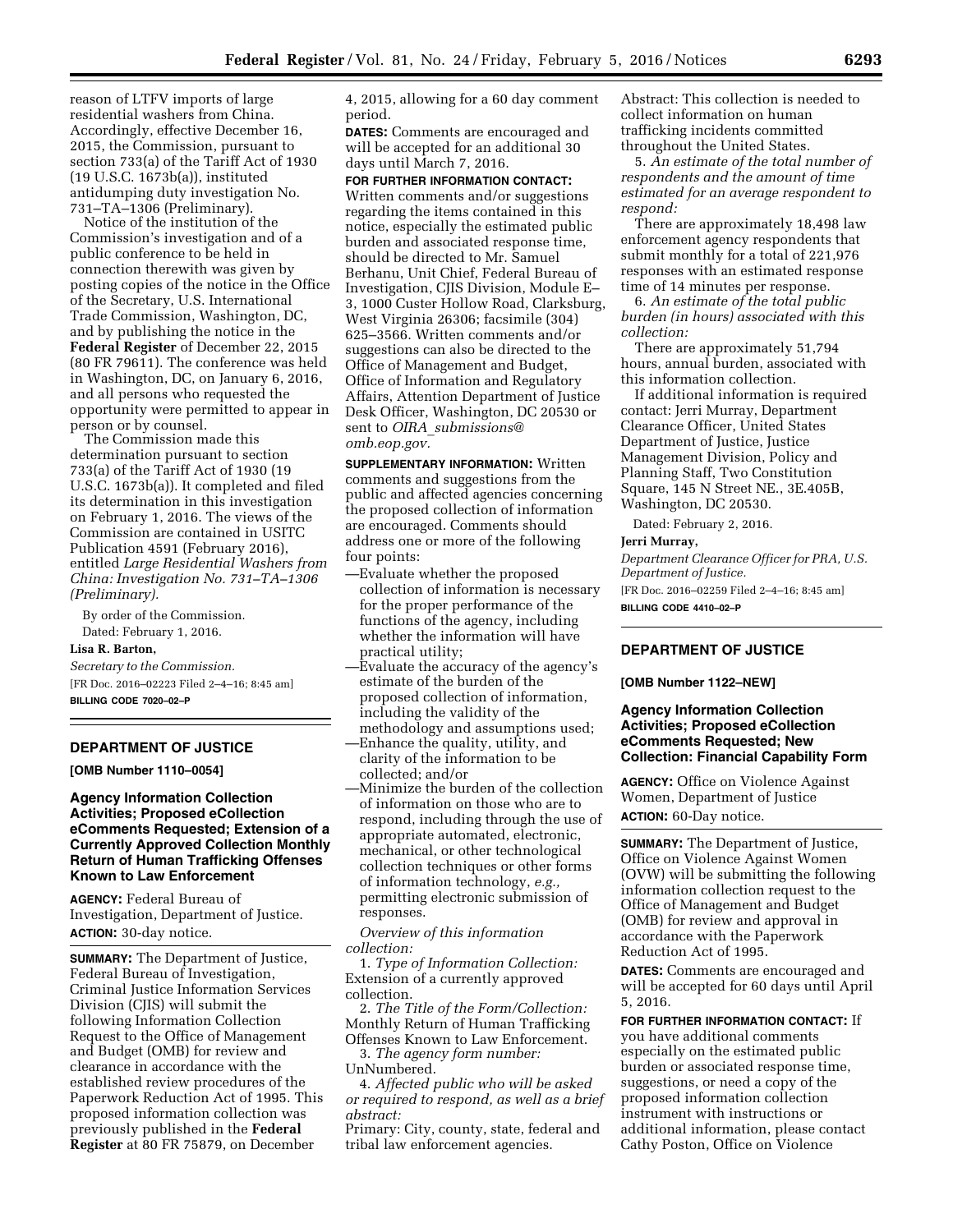reason of LTFV imports of large residential washers from China. Accordingly, effective December 16, 2015, the Commission, pursuant to section 733(a) of the Tariff Act of 1930 (19 U.S.C. 1673b(a)), instituted antidumping duty investigation No. 731–TA–1306 (Preliminary).

Notice of the institution of the Commission's investigation and of a public conference to be held in connection therewith was given by posting copies of the notice in the Office of the Secretary, U.S. International Trade Commission, Washington, DC, and by publishing the notice in the **Federal Register** of December 22, 2015 (80 FR 79611). The conference was held in Washington, DC, on January 6, 2016, and all persons who requested the opportunity were permitted to appear in person or by counsel.

The Commission made this determination pursuant to section 733(a) of the Tariff Act of 1930 (19 U.S.C. 1673b(a)). It completed and filed its determination in this investigation on February 1, 2016. The views of the Commission are contained in USITC Publication 4591 (February 2016), entitled *Large Residential Washers from China: Investigation No. 731–TA–1306 (Preliminary).*

By order of the Commission.

Dated: February 1, 2016.

**Lisa R. Barton,**

*Secretary to the Commission.*

[FR Doc. 2016–02223 Filed 2–4–16; 8:45 am]

**BILLING CODE 7020–02–P**

## DEPARTMENT OF JUSTICE

**[OMB Number 1110–0054]**

### Agency Information Collection Activities; Proposed eCollection eComments Requested; Extension of a Currently Approved Collection Monthly Return of Human Trafficking Offenses Known to Law Enforcement

**AGENCY:** Federal Bureau of Investigation, Department of Justice.

**ACTION:** 30-day notice.

**SUMMARY:** The Department of Justice, Federal Bureau of Investigation, Criminal Justice Information Services Division (CJIS) will submit the following Information Collection Request to the Office of Management and Budget (OMB) for review and clearance in accordance with the established review procedures of the Paperwork Reduction Act of 1995. This proposed information collection was previously published in the **Federal Register** at 80 FR 75879, on December 4, 2015, allowing for a 60 day comment period.

**DATES:** Comments are encouraged and will be accepted for an additional 30 days until March 7, 2016.

**FOR FURTHER INFORMATION CONTACT:** Written comments and/or suggestions regarding the items contained in this notice, especially the estimated public burden and associated response time, should be directed to Mr. Samuel Berhanu, Unit Chief, Federal Bureau of Investigation, CJIS Division, Module E–3, 1000 Custer Hollow Road, Clarksburg, West Virginia 26306; facsimile (304) 625–3566. Written comments and/or suggestions can also be directed to the Office of Management and Budget, Office of Information and Regulatory Affairs, Attention Department of Justice Desk Officer, Washington, DC 20530 or sent to *OIRA_submissions@omb.eop.gov.*

**SUPPLEMENTARY INFORMATION:** Written comments and suggestions from the public and affected agencies concerning the proposed collection of information are encouraged. Comments should address one or more of the following four points:

—Evaluate whether the proposed collection of information is necessary for the proper performance of the functions of the agency, including whether the information will have practical utility;

—Evaluate the accuracy of the agency's estimate of the burden of the proposed collection of information, including the validity of the methodology and assumptions used;

—Enhance the quality, utility, and clarity of the information to be collected; and/or

—Minimize the burden of the collection of information on those who are to respond, including through the use of appropriate automated, electronic, mechanical, or other technological collection techniques or other forms of information technology, *e.g.,* permitting electronic submission of responses.

*Overview of this information collection:*

1. *Type of Information Collection:* Extension of a currently approved collection.

2. *The Title of the Form/Collection:* Monthly Return of Human Trafficking Offenses Known to Law Enforcement.

3. *The agency form number:* UnNumbered.

4. *Affected public who will be asked or required to respond, as well as a brief abstract:*

Primary: City, county, state, federal and tribal law enforcement agencies. Abstract: This collection is needed to collect information on human trafficking incidents committed throughout the United States.

5. *An estimate of the total number of respondents and the amount of time estimated for an average respondent to respond:*

There are approximately 18,498 law enforcement agency respondents that submit monthly for a total of 221,976 responses with an estimated response time of 14 minutes per response.

6. *An estimate of the total public burden (in hours) associated with this collection:*

There are approximately 51,794 hours, annual burden, associated with this information collection.

If additional information is required contact: Jerri Murray, Department Clearance Officer, United States Department of Justice, Justice Management Division, Policy and Planning Staff, Two Constitution Square, 145 N Street NE., 3E.405B, Washington, DC 20530.

Dated: February 2, 2016.

**Jerri Murray,**

*Department Clearance Officer for PRA, U.S. Department of Justice.*

[FR Doc. 2016–02259 Filed 2–4–16; 8:45 am]

**BILLING CODE 4410–02–P**

## DEPARTMENT OF JUSTICE

**[OMB Number 1122–NEW]**

### Agency Information Collection Activities; Proposed eCollection eComments Requested; New Collection: Financial Capability Form

**AGENCY:** Office on Violence Against Women, Department of Justice

**ACTION:** 60-Day notice.

**SUMMARY:** The Department of Justice, Office on Violence Against Women (OVW) will be submitting the following information collection request to the Office of Management and Budget (OMB) for review and approval in accordance with the Paperwork Reduction Act of 1995.

**DATES:** Comments are encouraged and will be accepted for 60 days until April 5, 2016.

**FOR FURTHER INFORMATION CONTACT:** If you have additional comments especially on the estimated public burden or associated response time, suggestions, or need a copy of the proposed information collection instrument with instructions or additional information, please contact Cathy Poston, Office on Violence